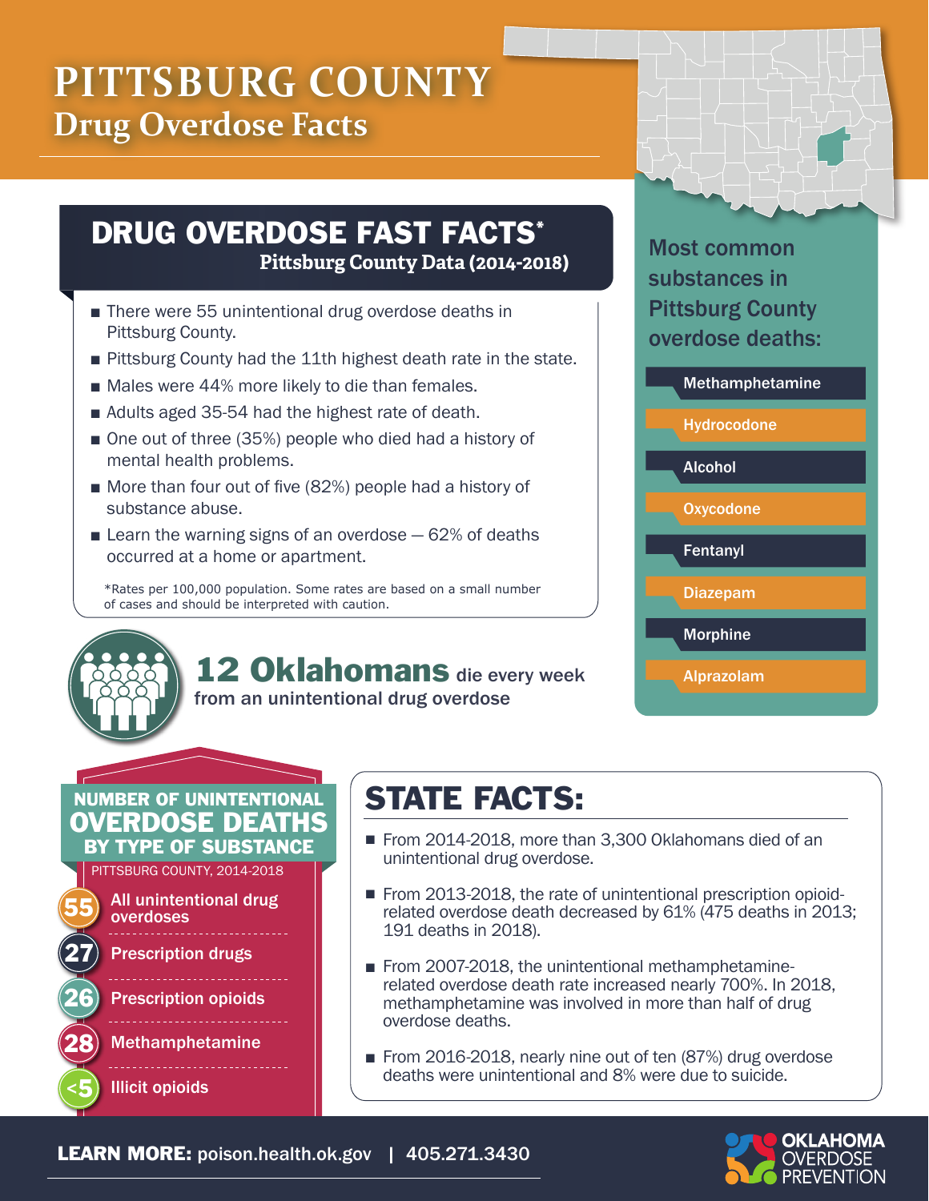# PITTSBURG COUNTY
## Drug Overdose Facts

## DRUG OVERDOSE FAST FACTS*
**Pittsburg County Data (2014-2018)**

- There were 55 unintentional drug overdose deaths in Pittsburg County.
- Pittsburg County had the 11th highest death rate in the state.
- Males were 44% more likely to die than females.
- Adults aged 35-54 had the highest rate of death.
- One out of three (35%) people who died had a history of mental health problems.
- More than four out of five (82%) people had a history of substance abuse.
- Learn the warning signs of an overdose — 62% of deaths occurred at a home or apartment.

*Rates per 100,000 population. Some rates are based on a small number of cases and should be interpreted with caution.

### Most common substances in Pittsburg County overdose deaths:

- Methamphetamine
- Hydrocodone
- Alcohol
- Oxycodone
- Fentanyl
- Diazepam
- Morphine
- Alprazolam

**12 Oklahomans** die every week from an unintentional drug overdose

### NUMBER OF UNINTENTIONAL OVERDOSE DEATHS BY TYPE OF SUBSTANCE

PITTSBURG COUNTY, 2014-2018

| Number | Type |
| --- | --- |
| 55 | All unintentional drug overdoses |
| 27 | Prescription drugs |
| 26 | Prescription opioids |
| 28 | Methamphetamine |
| <5 | Illicit opioids |

## STATE FACTS:

- From 2014-2018, more than 3,300 Oklahomans died of an unintentional drug overdose.
- From 2013-2018, the rate of unintentional prescription opioid-related overdose death decreased by 61% (475 deaths in 2013; 191 deaths in 2018).
- From 2007-2018, the unintentional methamphetamine-related overdose death rate increased nearly 700%. In 2018, methamphetamine was involved in more than half of drug overdose deaths.
- From 2016-2018, nearly nine out of ten (87%) drug overdose deaths were unintentional and 8% were due to suicide.

**LEARN MORE:** poison.health.ok.gov | 405.271.3430

OKLAHOMA OVERDOSE PREVENTION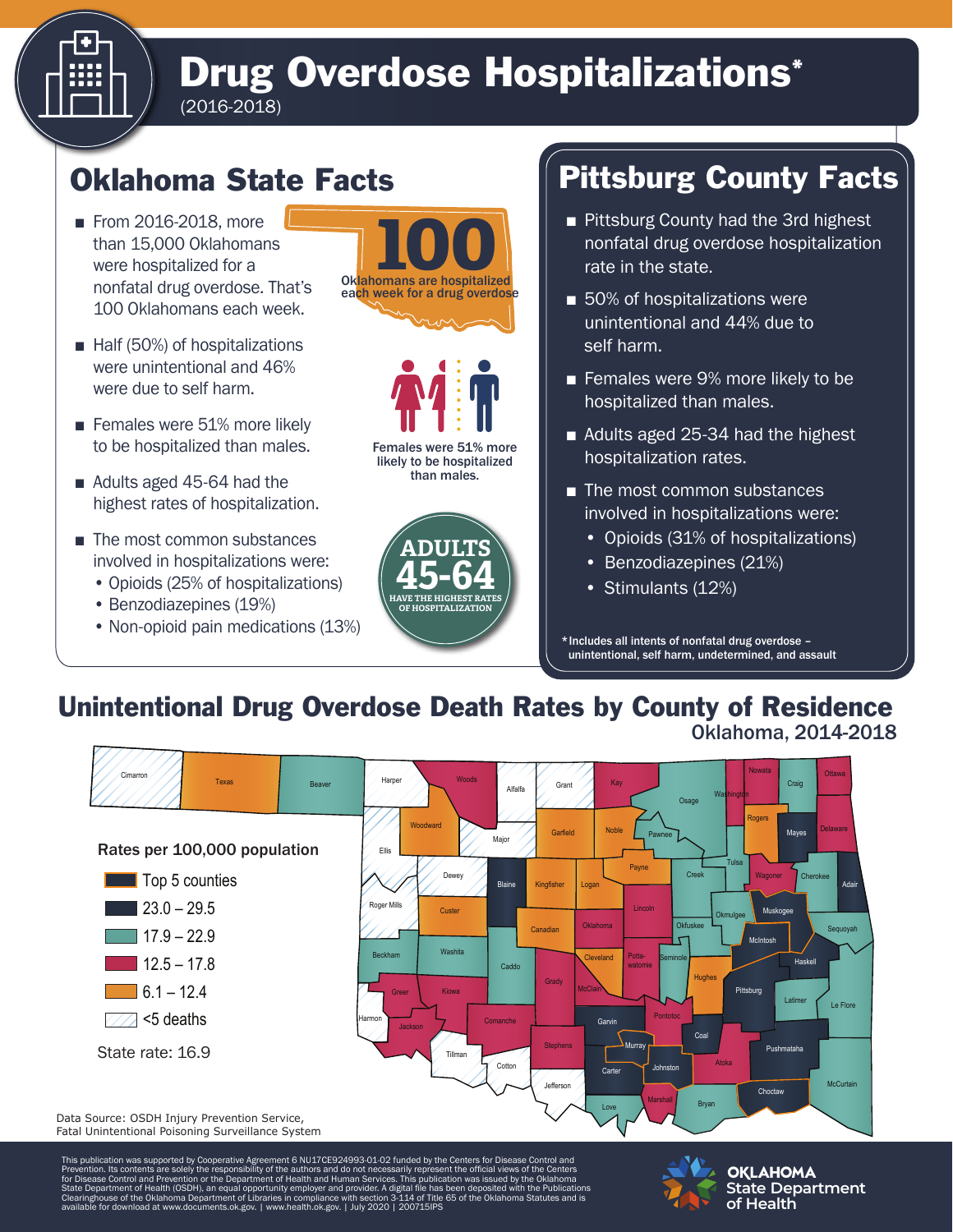# Drug Overdose Hospitalizations*

(2016-2018)

## Oklahoma State Facts

- From 2016-2018, more than 15,000 Oklahomans were hospitalized for a nonfatal drug overdose. That's 100 Oklahomans each week.
- Half (50%) of hospitalizations were unintentional and 46% were due to self harm.
- Females were 51% more likely to be hospitalized than males.
- Adults aged 45-64 had the highest rates of hospitalization.
- The most common substances involved in hospitalizations were:
  - Opioids (25% of hospitalizations)
  - Benzodiazepines (19%)
  - Non-opioid pain medications (13%)

**100** Oklahomans are hospitalized each week for a drug overdose

Females were 51% more likely to be hospitalized than males.

**ADULTS 45-64** HAVE THE HIGHEST RATES OF HOSPITALIZATION

## Pittsburg County Facts

- Pittsburg County had the 3rd highest nonfatal drug overdose hospitalization rate in the state.
- 50% of hospitalizations were unintentional and 44% due to self harm.
- Females were 9% more likely to be hospitalized than males.
- Adults aged 25-34 had the highest hospitalization rates.
- The most common substances involved in hospitalizations were:
  - Opioids (31% of hospitalizations)
  - Benzodiazepines (21%)
  - Stimulants (12%)

*Includes all intents of nonfatal drug overdose – unintentional, self harm, undetermined, and assault

## Unintentional Drug Overdose Death Rates by County of Residence

Oklahoma, 2014-2018

Rates per 100,000 population

- Top 5 counties
- 23.0 – 29.5
- 17.9 – 22.9
- 12.5 – 17.8
- 6.1 – 12.4
- <5 deaths

State rate: 16.9

Data Source: OSDH Injury Prevention Service, Fatal Unintentional Poisoning Surveillance System

This publication was supported by Cooperative Agreement 6 NU17CE924993-01-02 funded by the Centers for Disease Control and Prevention. Its contents are solely the responsibility of the authors and do not necessarily represent the official views of the Centers for Disease Control and Prevention or the Department of Health and Human Services. This publication was issued by the Oklahoma State Department of Health (OSDH), an equal opportunity employer and provider. A digital file has been deposited with the Publications Clearinghouse of the Oklahoma Department of Libraries in compliance with section 3-114 of Title 65 of the Oklahoma Statutes and is available for download at www.documents.ok.gov. | www.health.ok.gov. | July 2020 | 200715IPS

OKLAHOMA State Department of Health